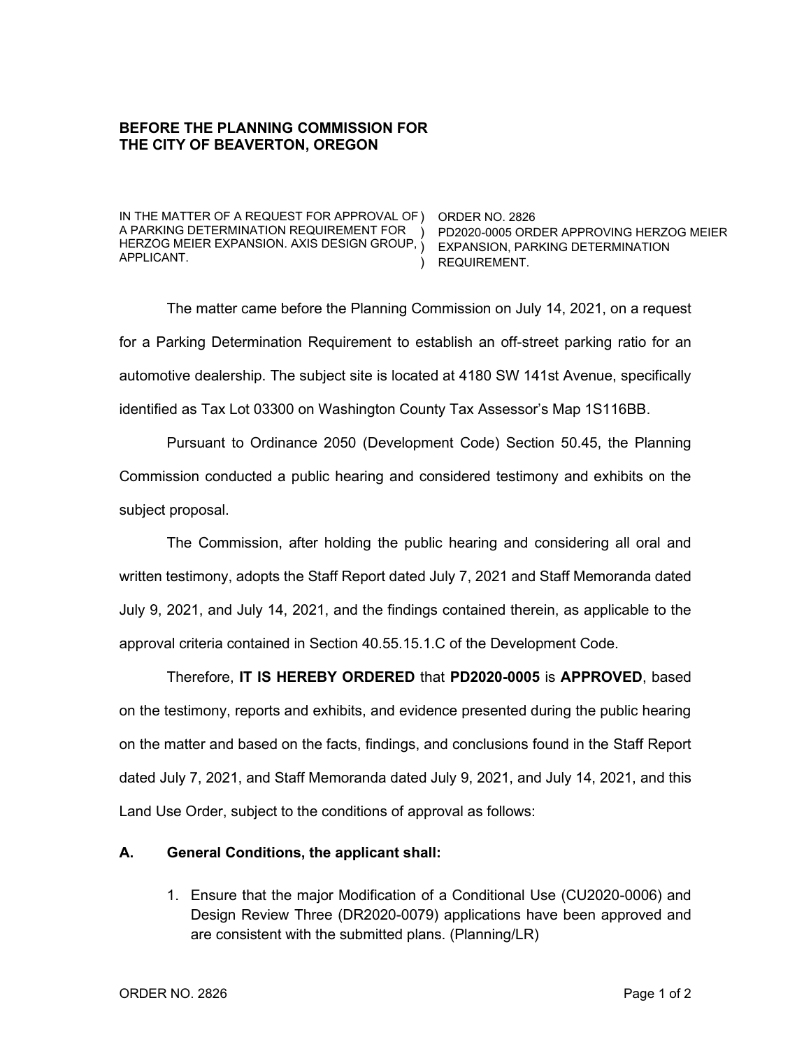**BEFORE THE PLANNING COMMISSION FOR THE CITY OF BEAVERTON, OREGON**

| | |
|---|---|
| IN THE MATTER OF A REQUEST FOR APPROVAL OF A PARKING DETERMINATION REQUIREMENT FOR HERZOG MEIER EXPANSION. AXIS DESIGN GROUP, APPLICANT. | ORDER NO. 2826<br>PD2020-0005 ORDER APPROVING HERZOG MEIER EXPANSION, PARKING DETERMINATION REQUIREMENT. |

The matter came before the Planning Commission on July 14, 2021, on a request for a Parking Determination Requirement to establish an off-street parking ratio for an automotive dealership. The subject site is located at 4180 SW 141st Avenue, specifically identified as Tax Lot 03300 on Washington County Tax Assessor's Map 1S116BB.

Pursuant to Ordinance 2050 (Development Code) Section 50.45, the Planning Commission conducted a public hearing and considered testimony and exhibits on the subject proposal.

The Commission, after holding the public hearing and considering all oral and written testimony, adopts the Staff Report dated July 7, 2021 and Staff Memoranda dated July 9, 2021, and July 14, 2021, and the findings contained therein, as applicable to the approval criteria contained in Section 40.55.15.1.C of the Development Code.

Therefore, **IT IS HEREBY ORDERED** that **PD2020-0005** is **APPROVED**, based on the testimony, reports and exhibits, and evidence presented during the public hearing on the matter and based on the facts, findings, and conclusions found in the Staff Report dated July 7, 2021, and Staff Memoranda dated July 9, 2021, and July 14, 2021, and this Land Use Order, subject to the conditions of approval as follows:

**A. General Conditions, the applicant shall:**

1. Ensure that the major Modification of a Conditional Use (CU2020-0006) and Design Review Three (DR2020-0079) applications have been approved and are consistent with the submitted plans. (Planning/LR)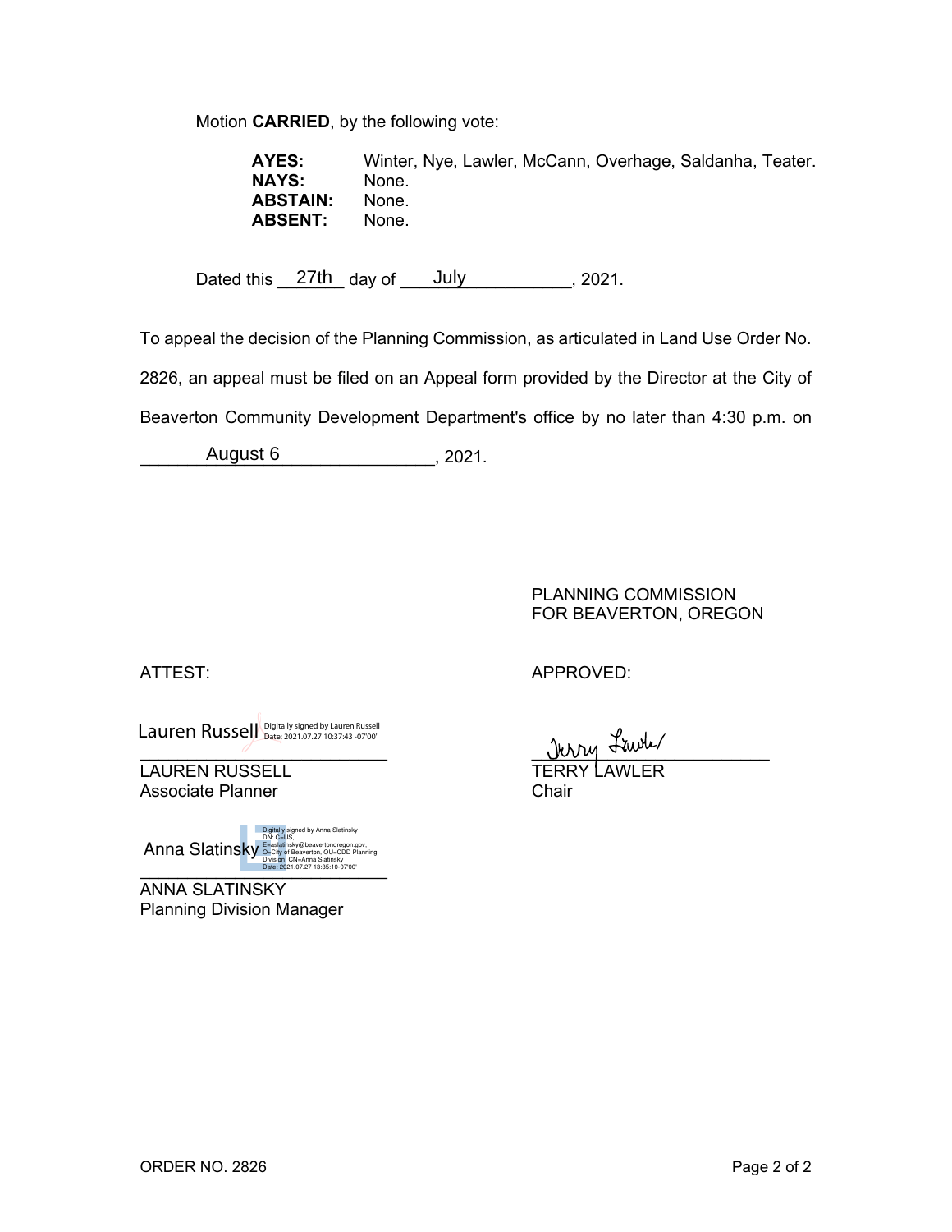Motion **CARRIED**, by the following vote:

| | |
|---|---|
| **AYES:** | Winter, Nye, Lawler, McCann, Overhage, Saldanha, Teater. |
| **NAYS:** | None. |
| **ABSTAIN:** | None. |
| **ABSENT:** | None. |

Dated this 27th day of July, 2021.

To appeal the decision of the Planning Commission, as articulated in Land Use Order No. 2826, an appeal must be filed on an Appeal form provided by the Director at the City of Beaverton Community Development Department's office by no later than 4:30 p.m. on August 6, 2021.

PLANNING COMMISSION
FOR BEAVERTON, OREGON

ATTEST:

Lauren Russell — Digitally signed by Lauren Russell Date: 2021.07.27 10:37:43 -07'00'

LAUREN RUSSELL
Associate Planner

Anna Slatinsky — Digitally signed by Anna Slatinsky DN: C=US, E=aslatinsky@beavertonoregon.gov, O=City of Beaverton, OU=CDD Planning Division, CN=Anna Slatinsky Date: 2021.07.27 13:35:10-07'00'

ANNA SLATINSKY
Planning Division Manager

APPROVED:

Terry Lawler

TERRY LAWLER
Chair

ORDER NO. 2826